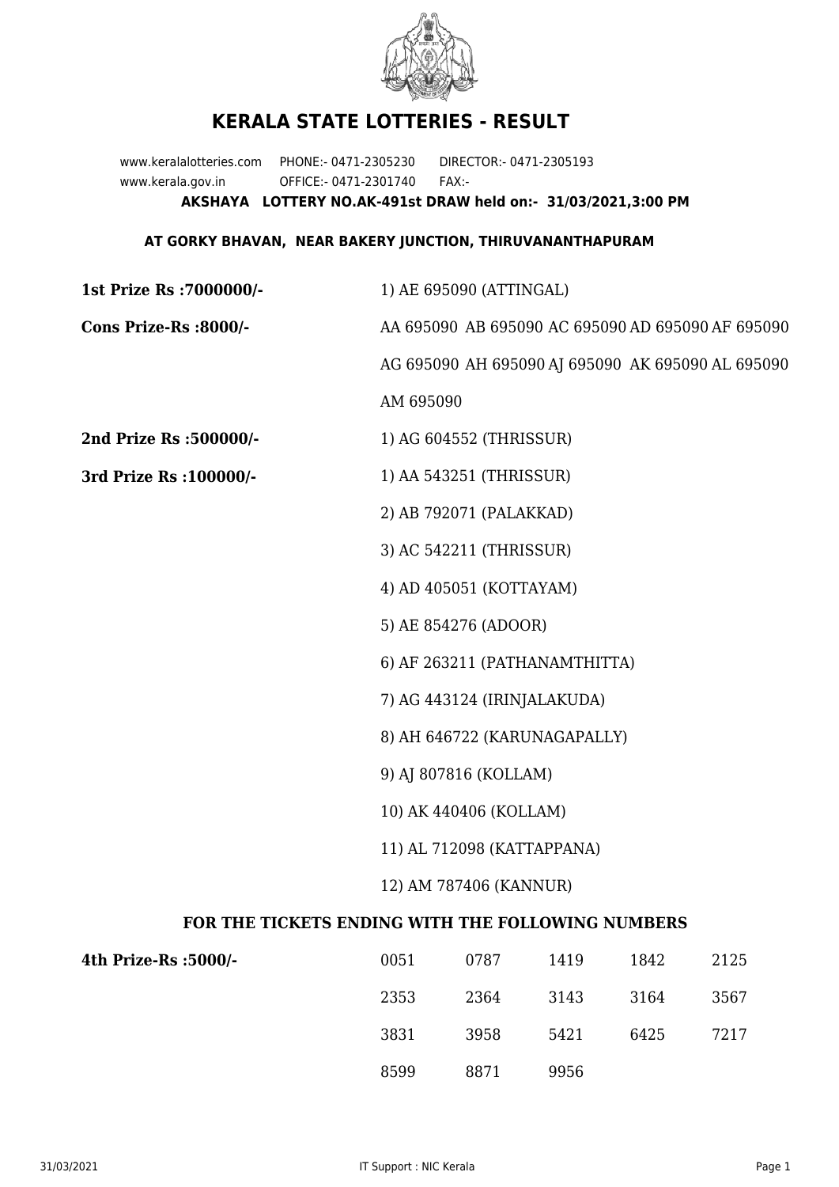# KERALA STATE LOTTERIES - RESULT

www.keralalotteries.com PHONE:- 0471-2305230 DIRECTOR:- 0471-2305193
www.kerala.gov.in OFFICE:- 0471-2301740 FAX:-

**AKSHAYA LOTTERY NO.AK-491st DRAW held on:- 31/03/2021,3:00 PM**

**AT GORKY BHAVAN, NEAR BAKERY JUNCTION, THIRUVANANTHAPURAM**

**1st Prize Rs :7000000/-** 1) AE 695090 (ATTINGAL)

**Cons Prize-Rs :8000/-** AA 695090 AB 695090 AC 695090 AD 695090 AF 695090 AG 695090 AH 695090 AJ 695090 AK 695090 AL 695090 AM 695090

**2nd Prize Rs :500000/-** 1) AG 604552 (THRISSUR)

**3rd Prize Rs :100000/-**

1) AA 543251 (THRISSUR)
2) AB 792071 (PALAKKAD)
3) AC 542211 (THRISSUR)
4) AD 405051 (KOTTAYAM)
5) AE 854276 (ADOOR)
6) AF 263211 (PATHANAMTHITTA)
7) AG 443124 (IRINJALAKUDA)
8) AH 646722 (KARUNAGAPALLY)
9) AJ 807816 (KOLLAM)
10) AK 440406 (KOLLAM)
11) AL 712098 (KATTAPPANA)
12) AM 787406 (KANNUR)

### FOR THE TICKETS ENDING WITH THE FOLLOWING NUMBERS

**4th Prize-Rs :5000/-**

| | | | | |
|---|---|---|---|---|
| 0051 | 0787 | 1419 | 1842 | 2125 |
| 2353 | 2364 | 3143 | 3164 | 3567 |
| 3831 | 3958 | 5421 | 6425 | 7217 |
| 8599 | 8871 | 9956 | | |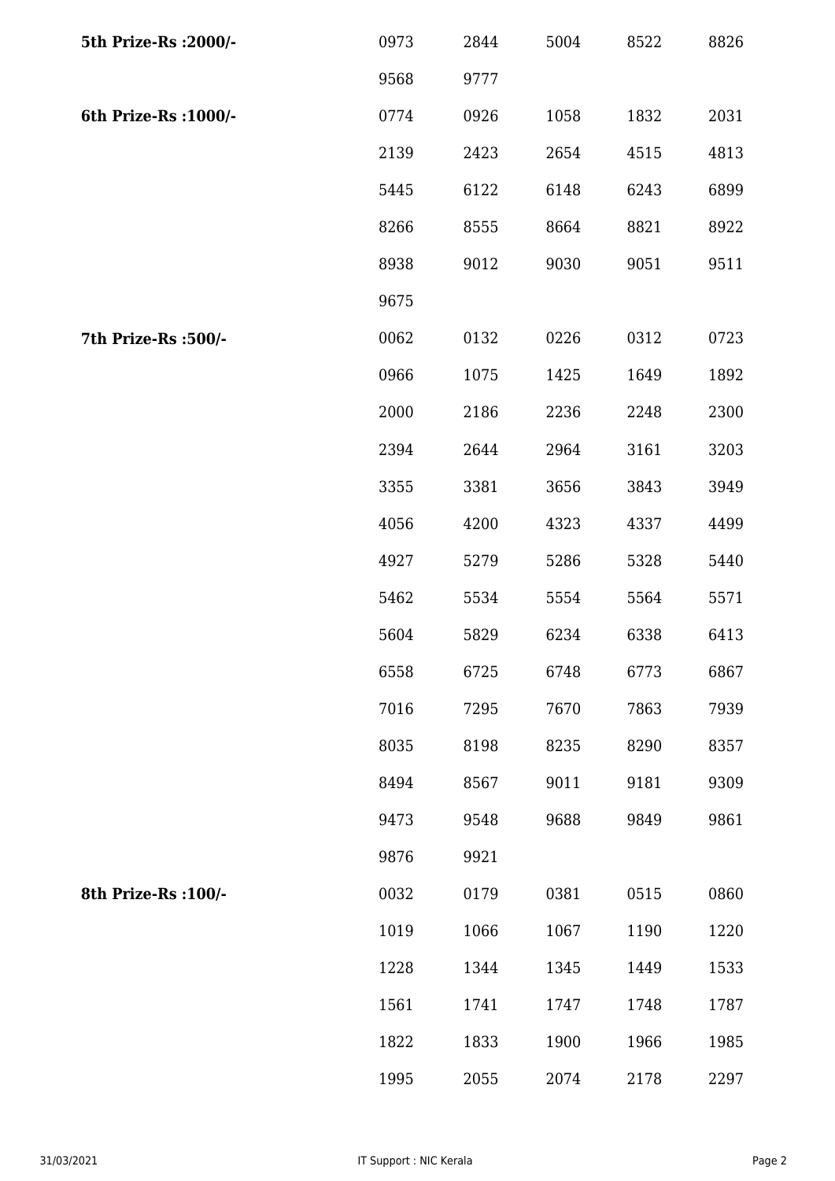| | | | | | |
|---|---|---|---|---|---|
| **5th Prize-Rs :2000/-** | 0973 | 2844 | 5004 | 8522 | 8826 |
| | 9568 | 9777 | | | |
| **6th Prize-Rs :1000/-** | 0774 | 0926 | 1058 | 1832 | 2031 |
| | 2139 | 2423 | 2654 | 4515 | 4813 |
| | 5445 | 6122 | 6148 | 6243 | 6899 |
| | 8266 | 8555 | 8664 | 8821 | 8922 |
| | 8938 | 9012 | 9030 | 9051 | 9511 |
| | 9675 | | | | |
| **7th Prize-Rs :500/-** | 0062 | 0132 | 0226 | 0312 | 0723 |
| | 0966 | 1075 | 1425 | 1649 | 1892 |
| | 2000 | 2186 | 2236 | 2248 | 2300 |
| | 2394 | 2644 | 2964 | 3161 | 3203 |
| | 3355 | 3381 | 3656 | 3843 | 3949 |
| | 4056 | 4200 | 4323 | 4337 | 4499 |
| | 4927 | 5279 | 5286 | 5328 | 5440 |
| | 5462 | 5534 | 5554 | 5564 | 5571 |
| | 5604 | 5829 | 6234 | 6338 | 6413 |
| | 6558 | 6725 | 6748 | 6773 | 6867 |
| | 7016 | 7295 | 7670 | 7863 | 7939 |
| | 8035 | 8198 | 8235 | 8290 | 8357 |
| | 8494 | 8567 | 9011 | 9181 | 9309 |
| | 9473 | 9548 | 9688 | 9849 | 9861 |
| | 9876 | 9921 | | | |
| **8th Prize-Rs :100/-** | 0032 | 0179 | 0381 | 0515 | 0860 |
| | 1019 | 1066 | 1067 | 1190 | 1220 |
| | 1228 | 1344 | 1345 | 1449 | 1533 |
| | 1561 | 1741 | 1747 | 1748 | 1787 |
| | 1822 | 1833 | 1900 | 1966 | 1985 |
| | 1995 | 2055 | 2074 | 2178 | 2297 |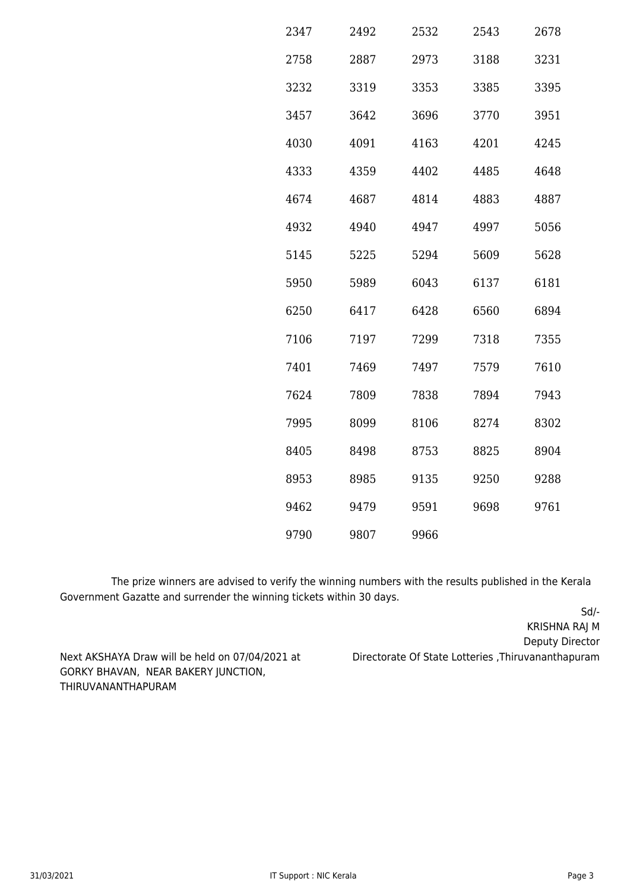| | | | | |
|---|---|---|---|---|
| 2347 | 2492 | 2532 | 2543 | 2678 |
| 2758 | 2887 | 2973 | 3188 | 3231 |
| 3232 | 3319 | 3353 | 3385 | 3395 |
| 3457 | 3642 | 3696 | 3770 | 3951 |
| 4030 | 4091 | 4163 | 4201 | 4245 |
| 4333 | 4359 | 4402 | 4485 | 4648 |
| 4674 | 4687 | 4814 | 4883 | 4887 |
| 4932 | 4940 | 4947 | 4997 | 5056 |
| 5145 | 5225 | 5294 | 5609 | 5628 |
| 5950 | 5989 | 6043 | 6137 | 6181 |
| 6250 | 6417 | 6428 | 6560 | 6894 |
| 7106 | 7197 | 7299 | 7318 | 7355 |
| 7401 | 7469 | 7497 | 7579 | 7610 |
| 7624 | 7809 | 7838 | 7894 | 7943 |
| 7995 | 8099 | 8106 | 8274 | 8302 |
| 8405 | 8498 | 8753 | 8825 | 8904 |
| 8953 | 8985 | 9135 | 9250 | 9288 |
| 9462 | 9479 | 9591 | 9698 | 9761 |
| 9790 | 9807 | 9966 | | |

The prize winners are advised to verify the winning numbers with the results published in the Kerala Government Gazatte and surrender the winning tickets within 30 days.

Sd/-
KRISHNA RAJ M
Deputy Director
Directorate Of State Lotteries ,Thiruvananthapuram

Next AKSHAYA Draw will be held on 07/04/2021 at GORKY BHAVAN, NEAR BAKERY JUNCTION, THIRUVANANTHAPURAM